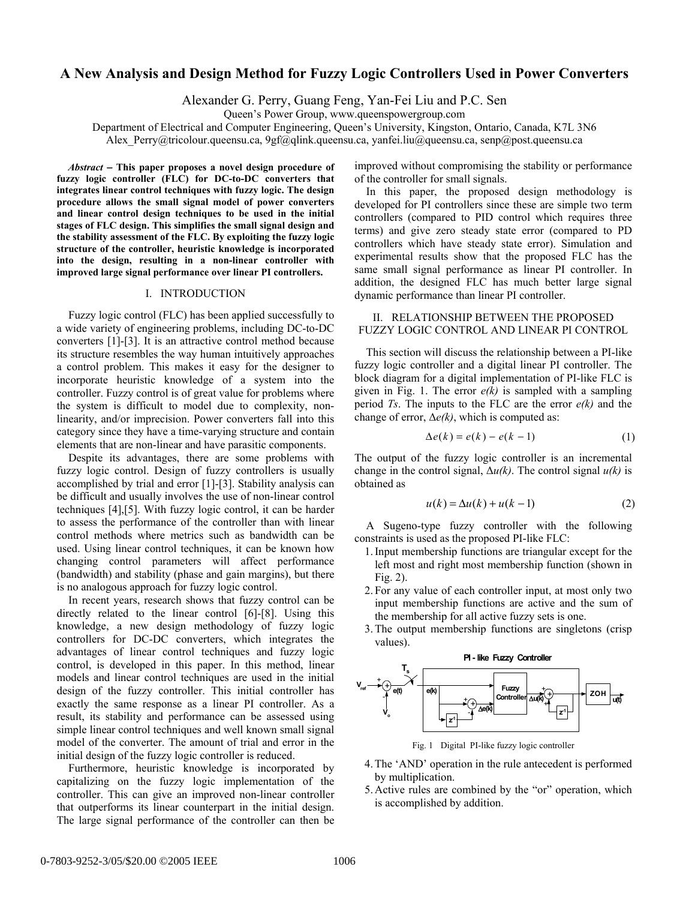# A New Analysis and Design Method for Fuzzy Logic Controllers Used in Power Converters

Alexander G. Perry, Guang Feng, Yan-Fei Liu and P.C. Sen

Queen's Power Group, www.queenspowergroup.com

Department of Electrical and Computer Engineering, Queen's University, Kingston, Ontario, Canada, K7L 3N6

Alex_Perry@tricolour.queensu.ca, 9gf@qlink.queensu.ca, yanfei.liu@queensu.ca, senp@post.queensu.ca

***Abstract* – This paper proposes a novel design procedure of fuzzy logic controller (FLC) for DC-to-DC converters that integrates linear control techniques with fuzzy logic. The design procedure allows the small signal model of power converters and linear control design techniques to be used in the initial stages of FLC design. This simplifies the small signal design and the stability assessment of the FLC. By exploiting the fuzzy logic structure of the controller, heuristic knowledge is incorporated into the design, resulting in a non-linear controller with improved large signal performance over linear PI controllers.**

## I. INTRODUCTION

Fuzzy logic control (FLC) has been applied successfully to a wide variety of engineering problems, including DC-to-DC converters [1]-[3]. It is an attractive control method because its structure resembles the way human intuitively approaches a control problem. This makes it easy for the designer to incorporate heuristic knowledge of a system into the controller. Fuzzy control is of great value for problems where the system is difficult to model due to complexity, non-linearity, and/or imprecision. Power converters fall into this category since they have a time-varying structure and contain elements that are non-linear and have parasitic components.

Despite its advantages, there are some problems with fuzzy logic control. Design of fuzzy controllers is usually accomplished by trial and error [1]-[3]. Stability analysis can be difficult and usually involves the use of non-linear control techniques [4],[5]. With fuzzy logic control, it can be harder to assess the performance of the controller than with linear control methods where metrics such as bandwidth can be used. Using linear control techniques, it can be known how changing control parameters will affect performance (bandwidth) and stability (phase and gain margins), but there is no analogous approach for fuzzy logic control.

In recent years, research shows that fuzzy control can be directly related to the linear control [6]-[8]. Using this knowledge, a new design methodology of fuzzy logic controllers for DC-DC converters, which integrates the advantages of linear control techniques and fuzzy logic control, is developed in this paper. In this method, linear models and linear control techniques are used in the initial design of the fuzzy controller. This initial controller has exactly the same response as a linear PI controller. As a result, its stability and performance can be assessed using simple linear control techniques and well known small signal model of the converter. The amount of trial and error in the initial design of the fuzzy logic controller is reduced.

Furthermore, heuristic knowledge is incorporated by capitalizing on the fuzzy logic implementation of the controller. This can give an improved non-linear controller that outperforms its linear counterpart in the initial design. The large signal performance of the controller can then be improved without compromising the stability or performance of the controller for small signals.

In this paper, the proposed design methodology is developed for PI controllers since these are simple two term controllers (compared to PID control which requires three terms) and give zero steady state error (compared to PD controllers which have steady state error). Simulation and experimental results show that the proposed FLC has the same small signal performance as linear PI controller. In addition, the designed FLC has much better large signal dynamic performance than linear PI controller.

## II. RELATIONSHIP BETWEEN THE PROPOSED FUZZY LOGIC CONTROL AND LINEAR PI CONTROL

This section will discuss the relationship between a PI-like fuzzy logic controller and a digital linear PI controller. The block diagram for a digital implementation of PI-like FLC is given in Fig. 1. The error $e(k)$ is sampled with a sampling period $Ts$. The inputs to the FLC are the error $e(k)$ and the change of error, $\Delta e(k)$, which is computed as:

$$\Delta e(k) = e(k) - e(k-1) \tag{1}$$

The output of the fuzzy logic controller is an incremental change in the control signal, $\Delta u(k)$. The control signal $u(k)$ is obtained as

$$u(k) = \Delta u(k) + u(k-1) \tag{2}$$

A Sugeno-type fuzzy controller with the following constraints is used as the proposed PI-like FLC:

1. Input membership functions are triangular except for the left most and right most membership function (shown in Fig. 2).
2. For any value of each controller input, at most only two input membership functions are active and the sum of the membership for all active fuzzy sets is one.
3. The output membership functions are singletons (crisp values).

PI - like Fuzzy Controller

$T_s$ $V_{ref}$ + - $V_o$ e(t) e(k) + - $z^{-1}$ $\Delta e(k)$ Fuzzy Controller $\Delta u(k)$ + + $z^{-1}$ ZOH u(t)

Fig. 1 Digital PI-like fuzzy logic controller

4. The 'AND' operation in the rule antecedent is performed by multiplication.
5. Active rules are combined by the "or" operation, which is accomplished by addition.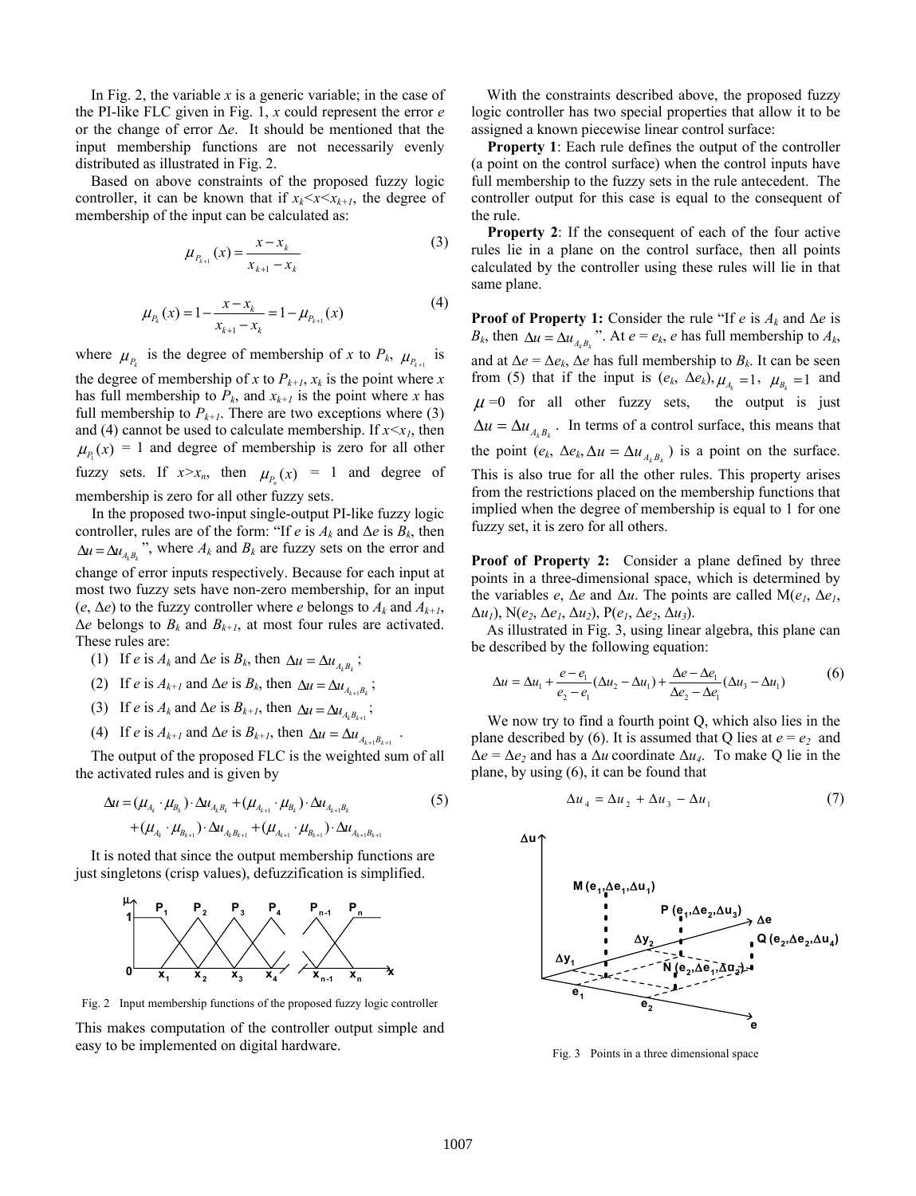In Fig. 2, the variable $x$ is a generic variable; in the case of the PI-like FLC given in Fig. 1, $x$ could represent the error $e$ or the change of error $\Delta e$. It should be mentioned that the input membership functions are not necessarily evenly distributed as illustrated in Fig. 2.

Based on above constraints of the proposed fuzzy logic controller, it can be known that if $x_k<x<x_{k+1}$, the degree of membership of the input can be calculated as:

$$\mu_{P_{k+1}}(x) = \frac{x - x_k}{x_{k+1} - x_k} \tag{3}$$

$$\mu_{P_k}(x) = 1 - \frac{x - x_k}{x_{k+1} - x_k} = 1 - \mu_{P_{k+1}}(x) \tag{4}$$

where $\mu_{P_k}$ is the degree of membership of $x$ to $P_k$, $\mu_{P_{k+1}}$ is the degree of membership of $x$ to $P_{k+1}$, $x_k$ is the point where $x$ has full membership to $P_k$, and $x_{k+1}$ is the point where $x$ has full membership to $P_{k+1}$. There are two exceptions where (3) and (4) cannot be used to calculate membership. If $x<x_1$, then $\mu_{P_1}(x)$ = 1 and degree of membership is zero for all other fuzzy sets. If $x>x_n$, then $\mu_{P_n}(x)$ = 1 and degree of membership is zero for all other fuzzy sets.

In the proposed two-input single-output PI-like fuzzy logic controller, rules are of the form: "If $e$ is $A_k$ and $\Delta e$ is $B_k$, then $\Delta u = \Delta u_{A_k B_k}$", where $A_k$ and $B_k$ are fuzzy sets on the error and change of error inputs respectively. Because for each input at most two fuzzy sets have non-zero membership, for an input ($e$, $\Delta e$) to the fuzzy controller where $e$ belongs to $A_k$ and $A_{k+1}$, $\Delta e$ belongs to $B_k$ and $B_{k+1}$, at most four rules are activated. These rules are:

(1) If $e$ is $A_k$ and $\Delta e$ is $B_k$, then $\Delta u = \Delta u_{A_k B_k}$;

(2) If $e$ is $A_{k+1}$ and $\Delta e$ is $B_k$, then $\Delta u = \Delta u_{A_{k+1} B_k}$;

(3) If $e$ is $A_k$ and $\Delta e$ is $B_{k+1}$, then $\Delta u = \Delta u_{A_k B_{k+1}}$;

(4) If $e$ is $A_{k+1}$ and $\Delta e$ is $B_{k+1}$, then $\Delta u = \Delta u_{A_{k+1} B_{k+1}}$.

The output of the proposed FLC is the weighted sum of all the activated rules and is given by

$$\begin{aligned}\Delta u = &(\mu_{A_k} \cdot \mu_{B_k}) \cdot \Delta u_{A_k B_k} + (\mu_{A_{k+1}} \cdot \mu_{B_k}) \cdot \Delta u_{A_{k+1} B_k} \\ &+ (\mu_{A_k} \cdot \mu_{B_{k+1}}) \cdot \Delta u_{A_k B_{k+1}} + (\mu_{A_{k+1}} \cdot \mu_{B_{k+1}}) \cdot \Delta u_{A_{k+1} B_{k+1}}\end{aligned} \tag{5}$$

It is noted that since the output membership functions are just singletons (crisp values), defuzzification is simplified.

Fig. 2 Input membership functions of the proposed fuzzy logic controller

This makes computation of the controller output simple and easy to be implemented on digital hardware.

With the constraints described above, the proposed fuzzy logic controller has two special properties that allow it to be assigned a known piecewise linear control surface:

**Property 1**: Each rule defines the output of the controller (a point on the control surface) when the control inputs have full membership to the fuzzy sets in the rule antecedent. The controller output for this case is equal to the consequent of the rule.

**Property 2**: If the consequent of each of the four active rules lie in a plane on the control surface, then all points calculated by the controller using these rules will lie in that same plane.

**Proof of Property 1:** Consider the rule "If $e$ is $A_k$ and $\Delta e$ is $B_k$, then $\Delta u = \Delta u_{A_k B_k}$". At $e = e_k$, $e$ has full membership to $A_k$, and at $\Delta e = \Delta e_k$, $\Delta e$ has full membership to $B_k$. It can be seen from (5) that if the input is ($e_k$, $\Delta e_k$), $\mu_{A_k} = 1$, $\mu_{B_k} = 1$ and $\mu$ =0 for all other fuzzy sets, the output is just $\Delta u = \Delta u_{A_k B_k}$. In terms of a control surface, this means that the point ($e_k$, $\Delta e_k$, $\Delta u = \Delta u_{A_k B_k}$) is a point on the surface. This is also true for all the other rules. This property arises from the restrictions placed on the membership functions that implied when the degree of membership is equal to 1 for one fuzzy set, it is zero for all others.

**Proof of Property 2:** Consider a plane defined by three points in a three-dimensional space, which is determined by the variables $e$, $\Delta e$ and $\Delta u$. The points are called M($e_1$, $\Delta e_1$, $\Delta u_1$), N($e_2$, $\Delta e_1$, $\Delta u_2$), P($e_1$, $\Delta e_2$, $\Delta u_3$).

As illustrated in Fig. 3, using linear algebra, this plane can be described by the following equation:

$$\Delta u = \Delta u_1 + \frac{e - e_1}{e_2 - e_1}(\Delta u_2 - \Delta u_1) + \frac{\Delta e - \Delta e_1}{\Delta e_2 - \Delta e_1}(\Delta u_3 - \Delta u_1) \tag{6}$$

We now try to find a fourth point Q, which also lies in the plane described by (6). It is assumed that Q lies at $e = e_2$ and $\Delta e = \Delta e_2$ and has a $\Delta u$ coordinate $\Delta u_4$. To make Q lie in the plane, by using (6), it can be found that

$$\Delta u_4 = \Delta u_2 + \Delta u_3 - \Delta u_1 \tag{7}$$

Fig. 3 Points in a three dimensional space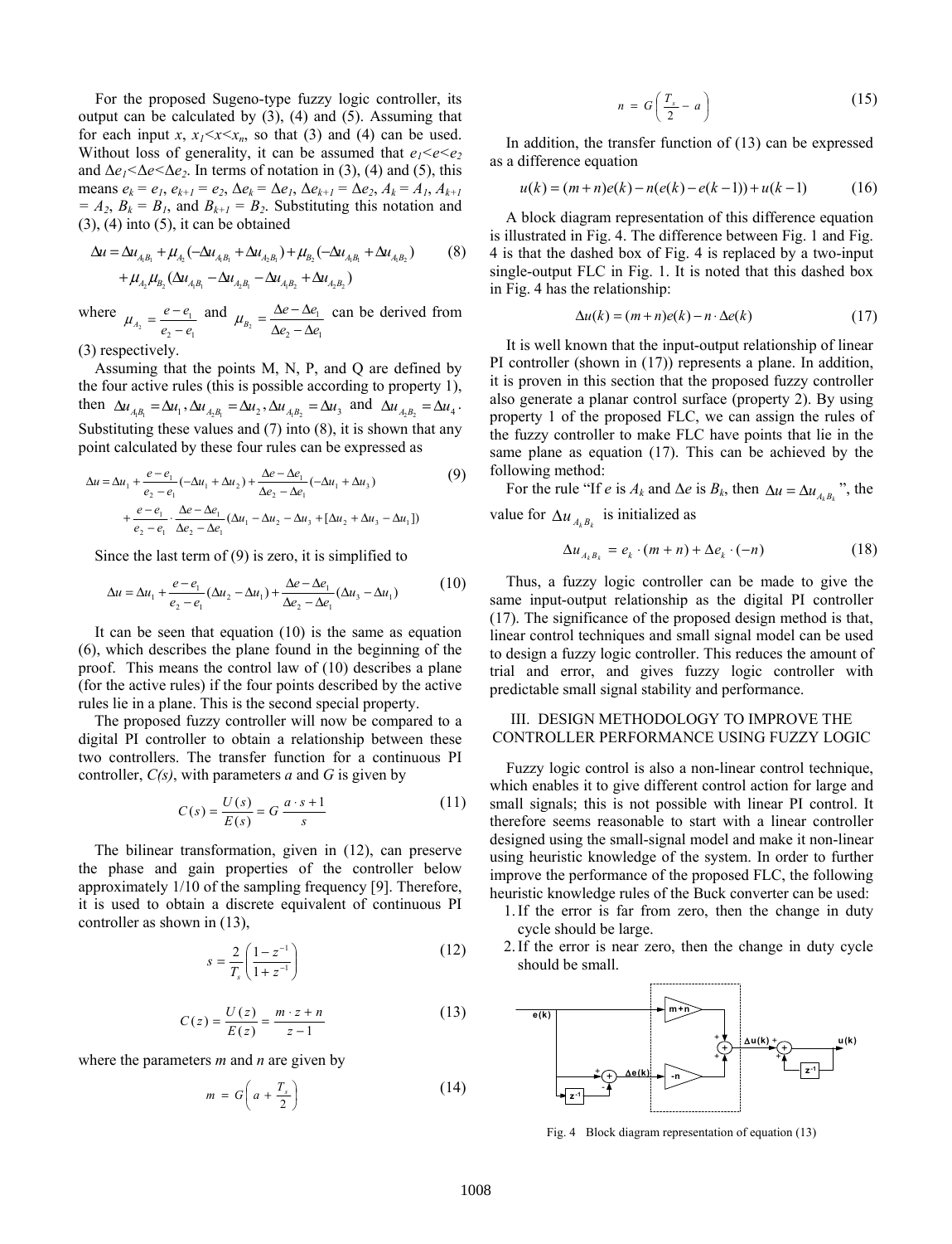For the proposed Sugeno-type fuzzy logic controller, its output can be calculated by (3), (4) and (5). Assuming that for each input $x$, $x_1<x<x_n$, so that (3) and (4) can be used. Without loss of generality, it can be assumed that $e_1<e<e_2$ and $\Delta e_1<\Delta e<\Delta e_2$. In terms of notation in (3), (4) and (5), this means $e_k = e_1$, $e_{k+1} = e_2$, $\Delta e_k = \Delta e_1$, $\Delta e_{k+1} = \Delta e_2$, $A_k = A_1$, $A_{k+1} = A_2$, $B_k = B_1$, and $B_{k+1} = B_2$. Substituting this notation and (3), (4) into (5), it can be obtained

$$\Delta u = \Delta u_{A_1B_1} + \mu_{A_2}(-\Delta u_{A_1B_1} + \Delta u_{A_2B_1}) + \mu_{B_2}(-\Delta u_{A_1B_1} + \Delta u_{A_1B_2}) + \mu_{A_2}\mu_{B_2}(\Delta u_{A_1B_1} - \Delta u_{A_2B_1} - \Delta u_{A_1B_2} + \Delta u_{A_2B_2}) \tag{8}$$

where $\mu_{A_2} = \dfrac{e-e_1}{e_2-e_1}$ and $\mu_{B_2} = \dfrac{\Delta e - \Delta e_1}{\Delta e_2 - \Delta e_1}$ can be derived from (3) respectively.

Assuming that the points M, N, P, and Q are defined by the four active rules (this is possible according to property 1), then $\Delta u_{A_1B_1} = \Delta u_1, \Delta u_{A_2B_1} = \Delta u_2, \Delta u_{A_1B_2} = \Delta u_3$ and $\Delta u_{A_2B_2} = \Delta u_4$. Substituting these values and (7) into (8), it is shown that any point calculated by these four rules can be expressed as

$$\Delta u = \Delta u_1 + \frac{e-e_1}{e_2-e_1}(-\Delta u_1 + \Delta u_2) + \frac{\Delta e - \Delta e_1}{\Delta e_2 - \Delta e_1}(-\Delta u_1 + \Delta u_3) + \frac{e-e_1}{e_2-e_1}\cdot\frac{\Delta e - \Delta e_1}{\Delta e_2 - \Delta e_1}(\Delta u_1 - \Delta u_2 - \Delta u_3 + [\Delta u_2 + \Delta u_3 - \Delta u_1]) \tag{9}$$

Since the last term of (9) is zero, it is simplified to

$$\Delta u = \Delta u_1 + \frac{e-e_1}{e_2-e_1}(\Delta u_2 - \Delta u_1) + \frac{\Delta e - \Delta e_1}{\Delta e_2 - \Delta e_1}(\Delta u_3 - \Delta u_1) \tag{10}$$

It can be seen that equation (10) is the same as equation (6), which describes the plane found in the beginning of the proof. This means the control law of (10) describes a plane (for the active rules) if the four points described by the active rules lie in a plane. This is the second special property.

The proposed fuzzy controller will now be compared to a digital PI controller to obtain a relationship between these two controllers. The transfer function for a continuous PI controller, $C(s)$, with parameters $a$ and $G$ is given by

$$C(s) = \frac{U(s)}{E(s)} = G\,\frac{a\cdot s + 1}{s} \tag{11}$$

The bilinear transformation, given in (12), can preserve the phase and gain properties of the controller below approximately 1/10 of the sampling frequency [9]. Therefore, it is used to obtain a discrete equivalent of continuous PI controller as shown in (13),

$$s = \frac{2}{T_s}\left(\frac{1-z^{-1}}{1+z^{-1}}\right) \tag{12}$$

$$C(z) = \frac{U(z)}{E(z)} = \frac{m\cdot z + n}{z-1} \tag{13}$$

where the parameters $m$ and $n$ are given by

$$m = G\left(a + \frac{T_s}{2}\right) \tag{14}$$

$$n = G\left(\frac{T_s}{2} - a\right) \tag{15}$$

In addition, the transfer function of (13) can be expressed as a difference equation

$$u(k) = (m+n)e(k) - n(e(k) - e(k-1)) + u(k-1) \tag{16}$$

A block diagram representation of this difference equation is illustrated in Fig. 4. The difference between Fig. 1 and Fig. 4 is that the dashed box of Fig. 4 is replaced by a two-input single-output FLC in Fig. 1. It is noted that this dashed box in Fig. 4 has the relationship:

$$\Delta u(k) = (m+n)e(k) - n\cdot\Delta e(k) \tag{17}$$

It is well known that the input-output relationship of linear PI controller (shown in (17)) represents a plane. In addition, it is proven in this section that the proposed fuzzy controller also generate a planar control surface (property 2). By using property 1 of the proposed FLC, we can assign the rules of the fuzzy controller to make FLC have points that lie in the same plane as equation (17). This can be achieved by the following method:

For the rule "If $e$ is $A_k$ and $\Delta e$ is $B_k$, then $\Delta u = \Delta u_{A_kB_k}$", the value for $\Delta u_{A_kB_k}$ is initialized as

$$\Delta u_{A_kB_k} = e_k\cdot(m+n) + \Delta e_k\cdot(-n) \tag{18}$$

Thus, a fuzzy logic controller can be made to give the same input-output relationship as the digital PI controller (17). The significance of the proposed design method is that, linear control techniques and small signal model can be used to design a fuzzy logic controller. This reduces the amount of trial and error, and gives fuzzy logic controller with predictable small signal stability and performance.

## III. DESIGN METHODOLOGY TO IMPROVE THE CONTROLLER PERFORMANCE USING FUZZY LOGIC

Fuzzy logic control is also a non-linear control technique, which enables it to give different control action for large and small signals; this is not possible with linear PI control. It therefore seems reasonable to start with a linear controller designed using the small-signal model and make it non-linear using heuristic knowledge of the system. In order to further improve the performance of the proposed FLC, the following heuristic knowledge rules of the Buck converter can be used:

1. If the error is far from zero, then the change in duty cycle should be large.
2. If the error is near zero, then the change in duty cycle should be small.

Fig. 4 Block diagram representation of equation (13)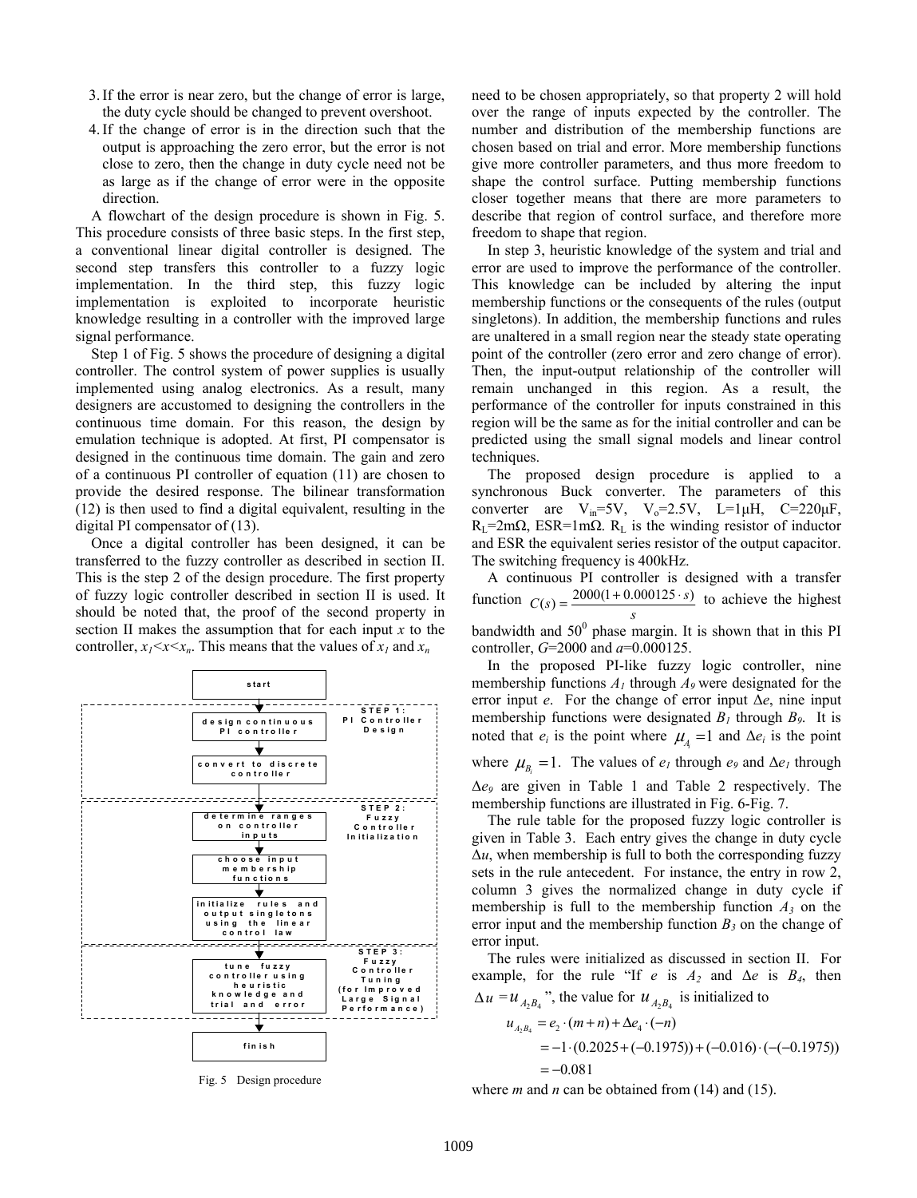3. If the error is near zero, but the change of error is large, the duty cycle should be changed to prevent overshoot.
4. If the change of error is in the direction such that the output is approaching the zero error, but the error is not close to zero, then the change in duty cycle need not be as large as if the change of error were in the opposite direction.

A flowchart of the design procedure is shown in Fig. 5. This procedure consists of three basic steps. In the first step, a conventional linear digital controller is designed. The second step transfers this controller to a fuzzy logic implementation. In the third step, this fuzzy logic implementation is exploited to incorporate heuristic knowledge resulting in a controller with the improved large signal performance.

Step 1 of Fig. 5 shows the procedure of designing a digital controller. The control system of power supplies is usually implemented using analog electronics. As a result, many designers are accustomed to designing the controllers in the continuous time domain. For this reason, the design by emulation technique is adopted. At first, PI compensator is designed in the continuous time domain. The gain and zero of a continuous PI controller of equation (11) are chosen to provide the desired response. The bilinear transformation (12) is then used to find a digital equivalent, resulting in the digital PI compensator of (13).

Once a digital controller has been designed, it can be transferred to the fuzzy controller as described in section II. This is the step 2 of the design procedure. The first property of fuzzy logic controller described in section II is used. It should be noted that, the proof of the second property in section II makes the assumption that for each input $x$ to the controller, $x_1<x<x_n$. This means that the values of $x_1$ and $x_n$ need to be chosen appropriately, so that property 2 will hold over the range of inputs expected by the controller. The number and distribution of the membership functions are chosen based on trial and error. More membership functions give more controller parameters, and thus more freedom to shape the control surface. Putting membership functions closer together means that there are more parameters to describe that region of control surface, and therefore more freedom to shape that region.

start

STEP 1: PI Controller Design
- design continuous PI controller
- convert to discrete controller

STEP 2: Fuzzy Controller Initialization
- determine ranges on controller inputs
- choose input membership functions
- initialize rules and output singletons using the linear control law

STEP 3: Fuzzy Controller Tuning (for Improved Large Signal Performance)
- tune fuzzy controller using heuristic knowledge and trial and error

finish

Fig. 5 Design procedure

In step 3, heuristic knowledge of the system and trial and error are used to improve the performance of the controller. This knowledge can be included by altering the input membership functions or the consequents of the rules (output singletons). In addition, the membership functions and rules are unaltered in a small region near the steady state operating point of the controller (zero error and zero change of error). Then, the input-output relationship of the controller will remain unchanged in this region. As a result, the performance of the controller for inputs constrained in this region will be the same as for the initial controller and can be predicted using the small signal models and linear control techniques.

The proposed design procedure is applied to a synchronous Buck converter. The parameters of this converter are $V_{in}$=5V, $V_o$=2.5V, L=1μH, C=220μF, $R_L$=2mΩ, ESR=1mΩ. $R_L$ is the winding resistor of inductor and ESR the equivalent series resistor of the output capacitor. The switching frequency is 400kHz.

A continuous PI controller is designed with a transfer function $C(s)=\frac{2000(1+0.000125\cdot s)}{s}$ to achieve the highest bandwidth and $50^0$ phase margin. It is shown that in this PI controller, $G$=2000 and $a$=0.000125.

In the proposed PI-like fuzzy logic controller, nine membership functions $A_1$ through $A_9$ were designated for the error input $e$. For the change of error input $\Delta e$, nine input membership functions were designated $B_1$ through $B_9$. It is noted that $e_i$ is the point where $\mu_{A_i}=1$ and $\Delta e_i$ is the point where $\mu_{B_i}=1$. The values of $e_1$ through $e_9$ and $\Delta e_1$ through $\Delta e_9$ are given in Table 1 and Table 2 respectively. The membership functions are illustrated in Fig. 6-Fig. 7.

The rule table for the proposed fuzzy logic controller is given in Table 3. Each entry gives the change in duty cycle $\Delta u$, when membership is full to both the corresponding fuzzy sets in the rule antecedent. For instance, the entry in row 2, column 3 gives the normalized change in duty cycle if membership is full to the membership function $A_3$ on the error input and the membership function $B_3$ on the change of error input.

The rules were initialized as discussed in section II. For example, for the rule "If $e$ is $A_2$ and $\Delta e$ is $B_4$, then $\Delta u=u_{A_2B_4}$", the value for $u_{A_2B_4}$ is initialized to

$$
\begin{aligned}
u_{A_2B_4} &= e_2\cdot(m+n)+\Delta e_4\cdot(-n) \\
&= -1\cdot(0.2025+(-0.1975))+(-0.016)\cdot(-(-0.1975)) \\
&= -0.081
\end{aligned}
$$

where $m$ and $n$ can be obtained from (14) and (15).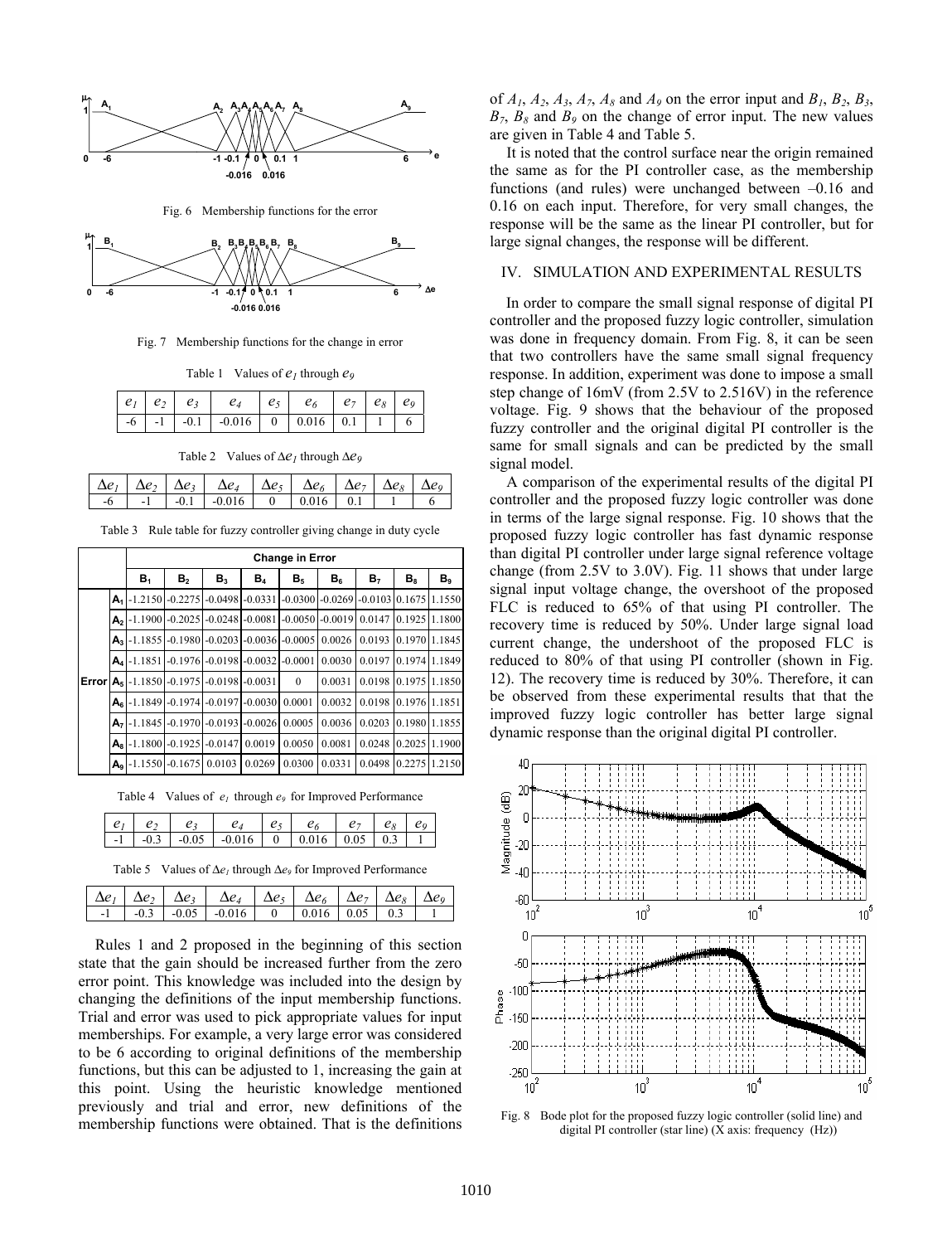Fig. 6 Membership functions for the error

Fig. 7 Membership functions for the change in error

Table 1 Values of $e_1$ through $e_9$

| $e_1$ | $e_2$ | $e_3$ | $e_4$ | $e_5$ | $e_6$ | $e_7$ | $e_8$ | $e_9$ |
|---|---|---|---|---|---|---|---|---|
| -6 | -1 | -0.1 | -0.016 | 0 | 0.016 | 0.1 | 1 | 6 |

Table 2 Values of $\Delta e_1$ through $\Delta e_9$

| $\Delta e_1$ | $\Delta e_2$ | $\Delta e_3$ | $\Delta e_4$ | $\Delta e_5$ | $\Delta e_6$ | $\Delta e_7$ | $\Delta e_8$ | $\Delta e_9$ |
|---|---|---|---|---|---|---|---|---|
| -6 | -1 | -0.1 | -0.016 | 0 | 0.016 | 0.1 | 1 | 6 |

Table 3 Rule table for fuzzy controller giving change in duty cycle

| | | Change in Error | | | | | | | | |
|---|---|---|---|---|---|---|---|---|---|---|
| | | $B_1$ | $B_2$ | $B_3$ | $B_4$ | $B_5$ | $B_6$ | $B_7$ | $B_8$ | $B_9$ |
| Error | $A_1$ | -1.2150 | -0.2275 | -0.0498 | -0.0331 | -0.0300 | -0.0269 | -0.0103 | 0.1675 | 1.1550 |
| | $A_2$ | -1.1900 | -0.2025 | -0.0248 | -0.0081 | -0.0050 | -0.0019 | 0.0147 | 0.1925 | 1.1800 |
| | $A_3$ | -1.1855 | -0.1980 | -0.0203 | -0.0036 | -0.0005 | 0.0026 | 0.0193 | 0.1970 | 1.1845 |
| | $A_4$ | -1.1851 | -0.1976 | -0.0198 | -0.0032 | -0.0001 | 0.0030 | 0.0197 | 0.1974 | 1.1849 |
| | $A_5$ | -1.1850 | -0.1975 | -0.0198 | -0.0031 | 0 | 0.0031 | 0.0198 | 0.1975 | 1.1850 |
| | $A_6$ | -1.1849 | -0.1974 | -0.0197 | -0.0030 | 0.0001 | 0.0032 | 0.0198 | 0.1976 | 1.1851 |
| | $A_7$ | -1.1845 | -0.1970 | -0.0193 | -0.0026 | 0.0005 | 0.0036 | 0.0203 | 0.1980 | 1.1855 |
| | $A_8$ | -1.1800 | -0.1925 | -0.0147 | 0.0019 | 0.0050 | 0.0081 | 0.0248 | 0.2025 | 1.1900 |
| | $A_9$ | -1.1550 | -0.1675 | 0.0103 | 0.0269 | 0.0300 | 0.0331 | 0.0498 | 0.2275 | 1.2150 |

Table 4 Values of $e_1$ through $e_9$ for Improved Performance

| $e_1$ | $e_2$ | $e_3$ | $e_4$ | $e_5$ | $e_6$ | $e_7$ | $e_8$ | $e_9$ |
|---|---|---|---|---|---|---|---|---|
| -1 | -0.3 | -0.05 | -0.016 | 0 | 0.016 | 0.05 | 0.3 | 1 |

Table 5 Values of $\Delta e_1$ through $\Delta e_9$ for Improved Performance

| $\Delta e_1$ | $\Delta e_2$ | $\Delta e_3$ | $\Delta e_4$ | $\Delta e_5$ | $\Delta e_6$ | $\Delta e_7$ | $\Delta e_8$ | $\Delta e_9$ |
|---|---|---|---|---|---|---|---|---|
| -1 | -0.3 | -0.05 | -0.016 | 0 | 0.016 | 0.05 | 0.3 | 1 |

Rules 1 and 2 proposed in the beginning of this section state that the gain should be increased further from the zero error point. This knowledge was included into the design by changing the definitions of the input membership functions. Trial and error was used to pick appropriate values for input memberships. For example, a very large error was considered to be 6 according to original definitions of the membership functions, but this can be adjusted to 1, increasing the gain at this point. Using the heuristic knowledge mentioned previously and trial and error, new definitions of the membership functions were obtained. That is the definitions of $A_1$, $A_2$, $A_3$, $A_7$, $A_8$ and $A_9$ on the error input and $B_1$, $B_2$, $B_3$, $B_7$, $B_8$ and $B_9$ on the change of error input. The new values are given in Table 4 and Table 5.

It is noted that the control surface near the origin remained the same as for the PI controller case, as the membership functions (and rules) were unchanged between –0.16 and 0.16 on each input. Therefore, for very small changes, the response will be the same as the linear PI controller, but for large signal changes, the response will be different.

## IV. SIMULATION AND EXPERIMENTAL RESULTS

In order to compare the small signal response of digital PI controller and the proposed fuzzy logic controller, simulation was done in frequency domain. From Fig. 8, it can be seen that two controllers have the same small signal frequency response. In addition, experiment was done to impose a small step change of 16mV (from 2.5V to 2.516V) in the reference voltage. Fig. 9 shows that the behaviour of the proposed fuzzy controller and the original digital PI controller is the same for small signals and can be predicted by the small signal model.

A comparison of the experimental results of the digital PI controller and the proposed fuzzy logic controller was done in terms of the large signal response. Fig. 10 shows that the proposed fuzzy logic controller has fast dynamic response than digital PI controller under large signal reference voltage change (from 2.5V to 3.0V). Fig. 11 shows that under large signal input voltage change, the overshoot of the proposed FLC is reduced to 65% of that using PI controller. The recovery time is reduced by 50%. Under large signal load current change, the undershoot of the proposed FLC is reduced to 80% of that using PI controller (shown in Fig. 12). The recovery time is reduced by 30%. Therefore, it can be observed from these experimental results that that the improved fuzzy logic controller has better large signal dynamic response than the original digital PI controller.

Fig. 8 Bode plot for the proposed fuzzy logic controller (solid line) and digital PI controller (star line) (X axis: frequency (Hz))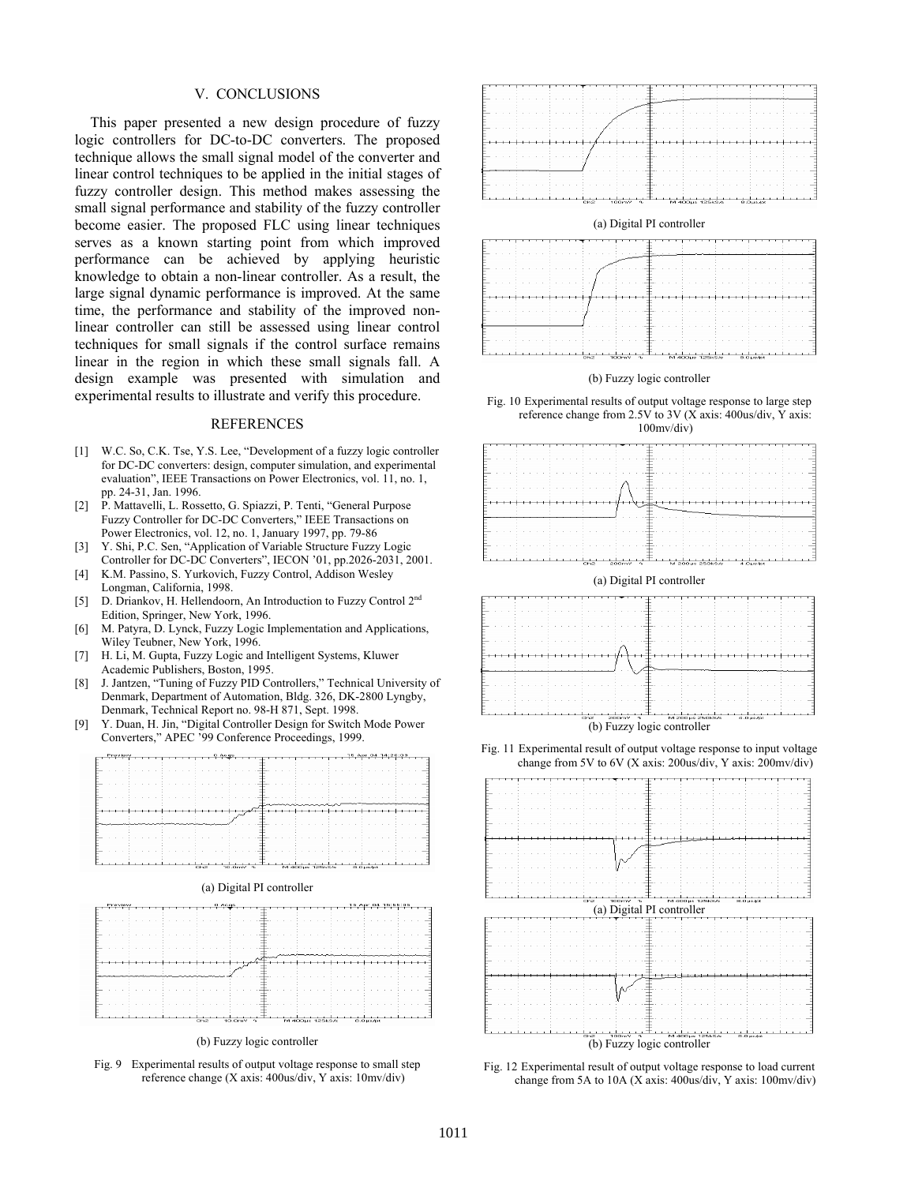## V. CONCLUSIONS

This paper presented a new design procedure of fuzzy logic controllers for DC-to-DC converters. The proposed technique allows the small signal model of the converter and linear control techniques to be applied in the initial stages of fuzzy controller design. This method makes assessing the small signal performance and stability of the fuzzy controller become easier. The proposed FLC using linear techniques serves as a known starting point from which improved performance can be achieved by applying heuristic knowledge to obtain a non-linear controller. As a result, the large signal dynamic performance is improved. At the same time, the performance and stability of the improved non-linear controller can still be assessed using linear control techniques for small signals if the control surface remains linear in the region in which these small signals fall. A design example was presented with simulation and experimental results to illustrate and verify this procedure.

## REFERENCES

[1] W.C. So, C.K. Tse, Y.S. Lee, "Development of a fuzzy logic controller for DC-DC converters: design, computer simulation, and experimental evaluation", IEEE Transactions on Power Electronics, vol. 11, no. 1, pp. 24-31, Jan. 1996.

[2] P. Mattavelli, L. Rossetto, G. Spiazzi, P. Tenti, "General Purpose Fuzzy Controller for DC-DC Converters," IEEE Transactions on Power Electronics, vol. 12, no. 1, January 1997, pp. 79-86

[3] Y. Shi, P.C. Sen, "Application of Variable Structure Fuzzy Logic Controller for DC-DC Converters", IECON '01, pp.2026-2031, 2001.

[4] K.M. Passino, S. Yurkovich, Fuzzy Control, Addison Wesley Longman, California, 1998.

[5] D. Driankov, H. Hellendoorn, An Introduction to Fuzzy Control 2nd Edition, Springer, New York, 1996.

[6] M. Patyra, D. Lynck, Fuzzy Logic Implementation and Applications, Wiley Teubner, New York, 1996.

[7] H. Li, M. Gupta, Fuzzy Logic and Intelligent Systems, Kluwer Academic Publishers, Boston, 1995.

[8] J. Jantzen, "Tuning of Fuzzy PID Controllers," Technical University of Denmark, Department of Automation, Bldg. 326, DK-2800 Lyngby, Denmark, Technical Report no. 98-H 871, Sept. 1998.

[9] Y. Duan, H. Jin, "Digital Controller Design for Switch Mode Power Converters," APEC '99 Conference Proceedings, 1999.

(a) Digital PI controller

(b) Fuzzy logic controller

Fig. 9 Experimental results of output voltage response to small step reference change (X axis: 400us/div, Y axis: 10mv/div)

(a) Digital PI controller

(b) Fuzzy logic controller

Fig. 10 Experimental results of output voltage response to large step reference change from 2.5V to 3V (X axis: 400us/div, Y axis: 100mv/div)

(a) Digital PI controller

(b) Fuzzy logic controller

Fig. 11 Experimental result of output voltage response to input voltage change from 5V to 6V (X axis: 200us/div, Y axis: 200mv/div)

(a) Digital PI controller

(b) Fuzzy logic controller

Fig. 12 Experimental result of output voltage response to load current change from 5A to 10A (X axis: 400us/div, Y axis: 100mv/div)